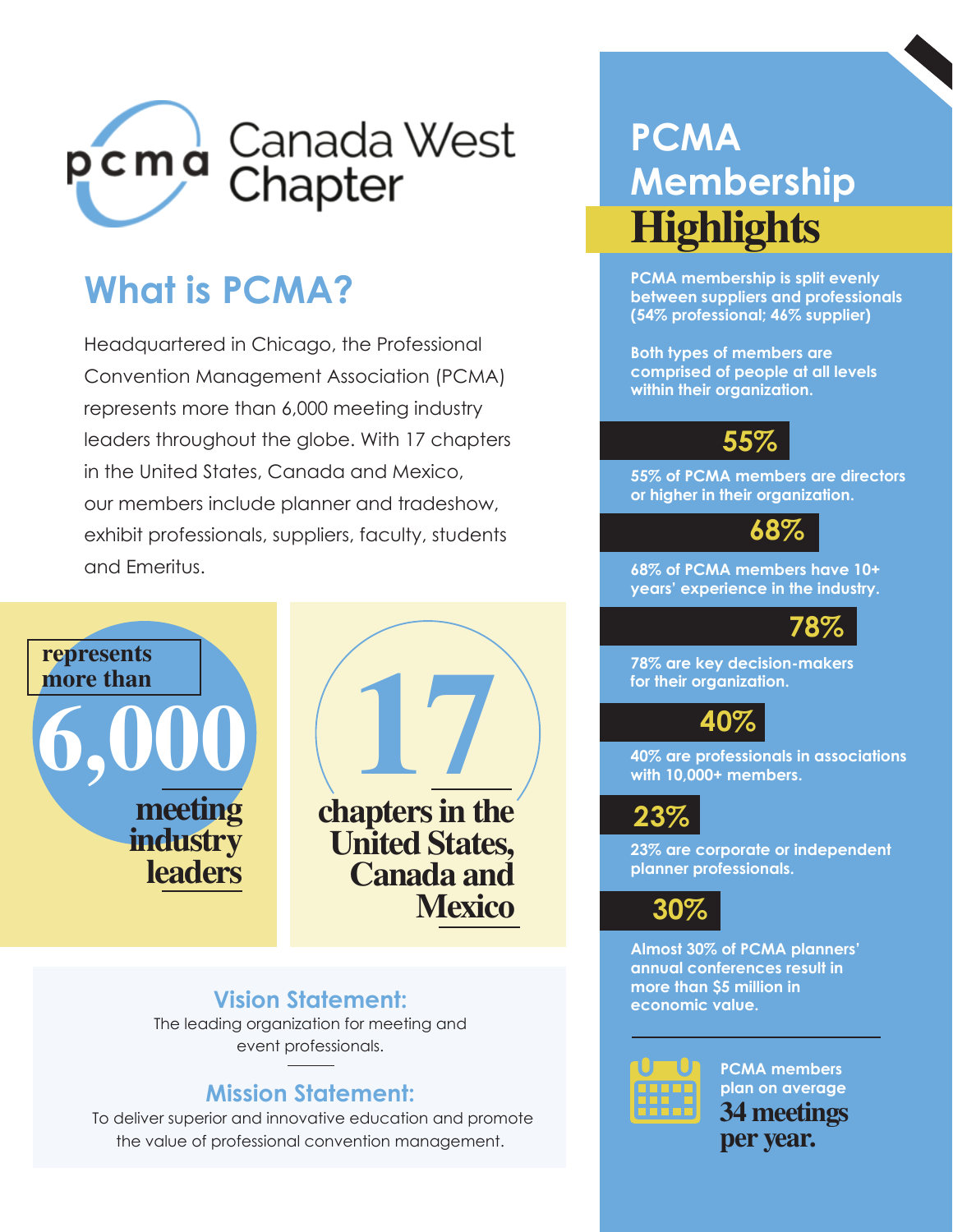# pcma Canada West Chapter

## What is PCMA?

Headquartered in Chicago, the Professional Convention Management Association (PCMA) represents more than 6,000 meeting industry leaders throughout the globe. With 17 chapters in the United States, Canada and Mexico, our members include planner and tradeshow, exhibit professionals, suppliers, faculty, students and Emeritus.

**represents more than 6,000 meeting industry leaders**

**17 chapters in the United States, Canada and Mexico**

### Vision Statement:

The leading organization for meeting and event professionals.

### Mission Statement:

To deliver superior and innovative education and promote the value of professional convention management.

## PCMA Membership Highlights

**PCMA membership is split evenly between suppliers and professionals (54% professional; 46% supplier)**

**Both types of members are comprised of people at all levels within their organization.**

### 55%

**55% of PCMA members are directors or higher in their organization.**

### 68%

**68% of PCMA members have 10+ years' experience in the industry.**

### 78%

**78% are key decision-makers for their organization.**

### 40%

**40% are professionals in associations with 10,000+ members.**

### 23%

**23% are corporate or independent planner professionals.**

### 30%

**Almost 30% of PCMA planners' annual conferences result in more than $5 million in economic value.**

**PCMA members plan on average 34 meetings per year.**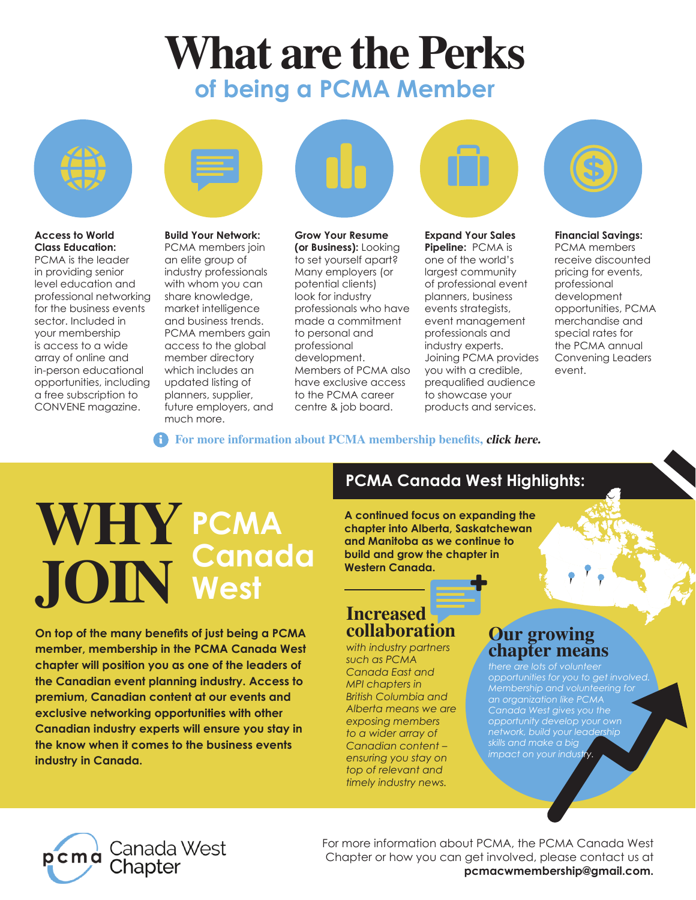# What are the Perks

## of being a PCMA Member

**Access to World Class Education:** PCMA is the leader in providing senior level education and professional networking for the business events sector. Included in your membership is access to a wide array of online and in-person educational opportunities, including a free subscription to CONVENE magazine.

**Build Your Network:** PCMA members join an elite group of industry professionals with whom you can share knowledge, market intelligence and business trends. PCMA members gain access to the global member directory which includes an updated listing of planners, supplier, future employers, and much more.

**Grow Your Resume (or Business):** Looking to set yourself apart? Many employers (or potential clients) look for industry professionals who have made a commitment to personal and professional development. Members of PCMA also have exclusive access to the PCMA career centre & job board.

**Expand Your Sales Pipeline:** PCMA is one of the world's largest community of professional event planners, business events strategists, event management professionals and industry experts. Joining PCMA provides you with a credible, prequalified audience to showcase your products and services.

**Financial Savings:** PCMA members receive discounted pricing for events, professional development opportunities, PCMA merchandise and special rates for the PCMA annual Convening Leaders event.

For more information about PCMA membership benefits, ***click here.***

# WHY JOIN PCMA Canada West

**On top of the many benefits of just being a PCMA member, membership in the PCMA Canada West chapter will position you as one of the leaders of the Canadian event planning industry. Access to premium, Canadian content at our events and exclusive networking opportunities with other Canadian industry experts will ensure you stay in the know when it comes to the business events industry in Canada.**

## PCMA Canada West Highlights:

**A continued focus on expanding the chapter into Alberta, Saskatchewan and Manitoba as we continue to build and grow the chapter in Western Canada.**

### Increased collaboration

*with industry partners such as PCMA Canada East and MPI chapters in British Columbia and Alberta means we are exposing members to a wider array of Canadian content – ensuring you stay on top of relevant and timely industry news.*

### Our growing chapter means

*there are lots of volunteer opportunities for you to get involved. Membership and volunteering for an organization like PCMA Canada West gives you the opportunity develop your own network, build your leadership skills and make a big impact on your industry.*

pcma Canada West Chapter

For more information about PCMA, the PCMA Canada West Chapter or how you can get involved, please contact us at **pcmacwmembership@gmail.com.**